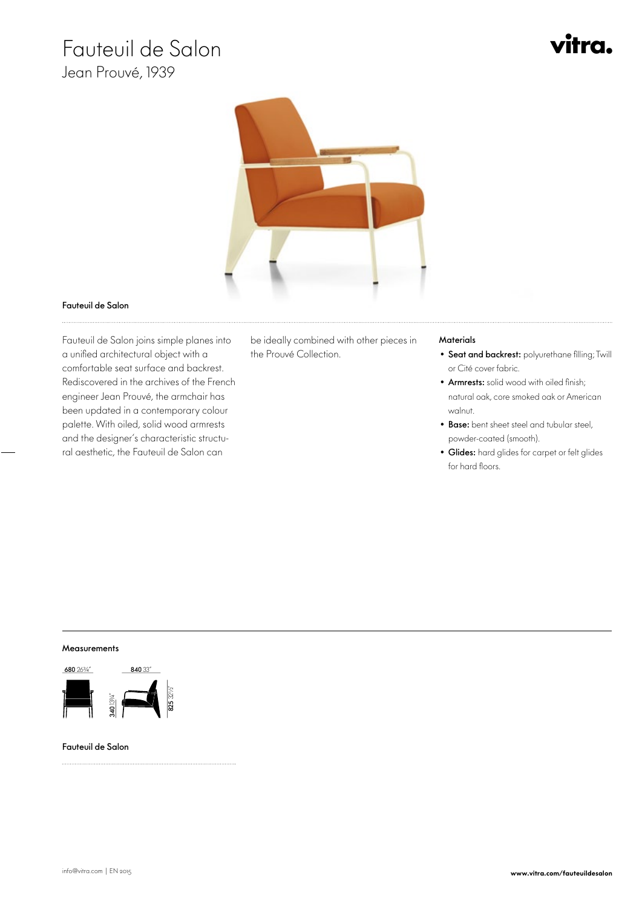# Fauteuil de Salon

## Jean Prouvé, 1939

vitra.

### Fauteuil de Salon

Fauteuil de Salon joins simple planes into a unified architectural object with a comfortable seat surface and backrest. Rediscovered in the archives of the French engineer Jean Prouvé, the armchair has been updated in a contemporary colour palette. With oiled, solid wood armrests and the designer's characteristic structural aesthetic, the Fauteuil de Salon can be ideally combined with other pieces in the Prouvé Collection.

#### Materials

- **Seat and backrest:** polyurethane filling; Twill or Cité cover fabric.
- **Armrests:** solid wood with oiled finish; natural oak, core smoked oak or American walnut.
- **Base:** bent sheet steel and tubular steel, powder-coated (smooth).
- **Glides:** hard glides for carpet or felt glides for hard floors.

### Measurements

**680** 26¾"  **840** 33"  **340** 13¼"  **825** 32½"

Fauteuil de Salon

info@vitra.com | EN 2015

**www.vitra.com/fauteuildesalon**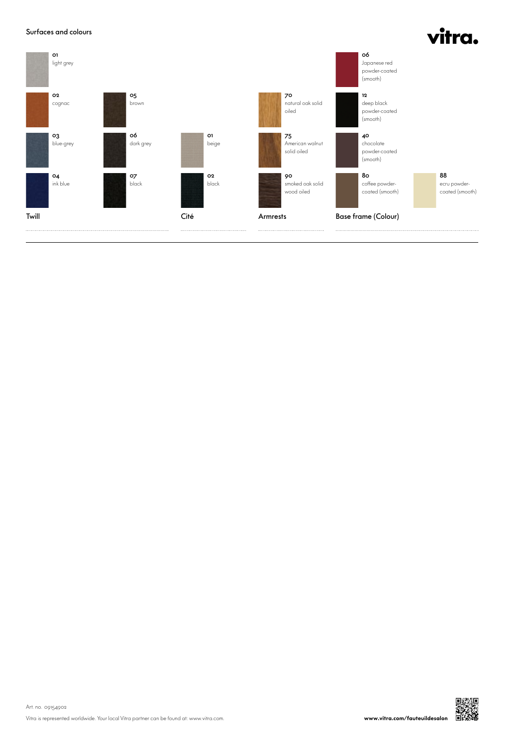## Surfaces and colours

### Twill

- 01 light grey
- 02 cognac
- 03 blue-grey
- 04 ink blue
- 05 brown
- 06 dark grey
- 07 black

### Cité

- 01 beige
- 02 black

### Armrests

- 70 natural oak solid oiled
- 75 American walnut solid oiled
- 90 smoked oak solid wood oiled

### Base frame (Colour)

- 06 Japanese red powder-coated (smooth)
- 12 deep black powder-coated (smooth)
- 40 chocolate powder-coated (smooth)
- 80 coffee powder-coated (smooth)
- 88 ecru powder-coated (smooth)

Art. no. 09154902

Vitra is represented worldwide. Your local Vitra partner can be found at: www.vitra.com.

**www.vitra.com/fauteuildesalon**